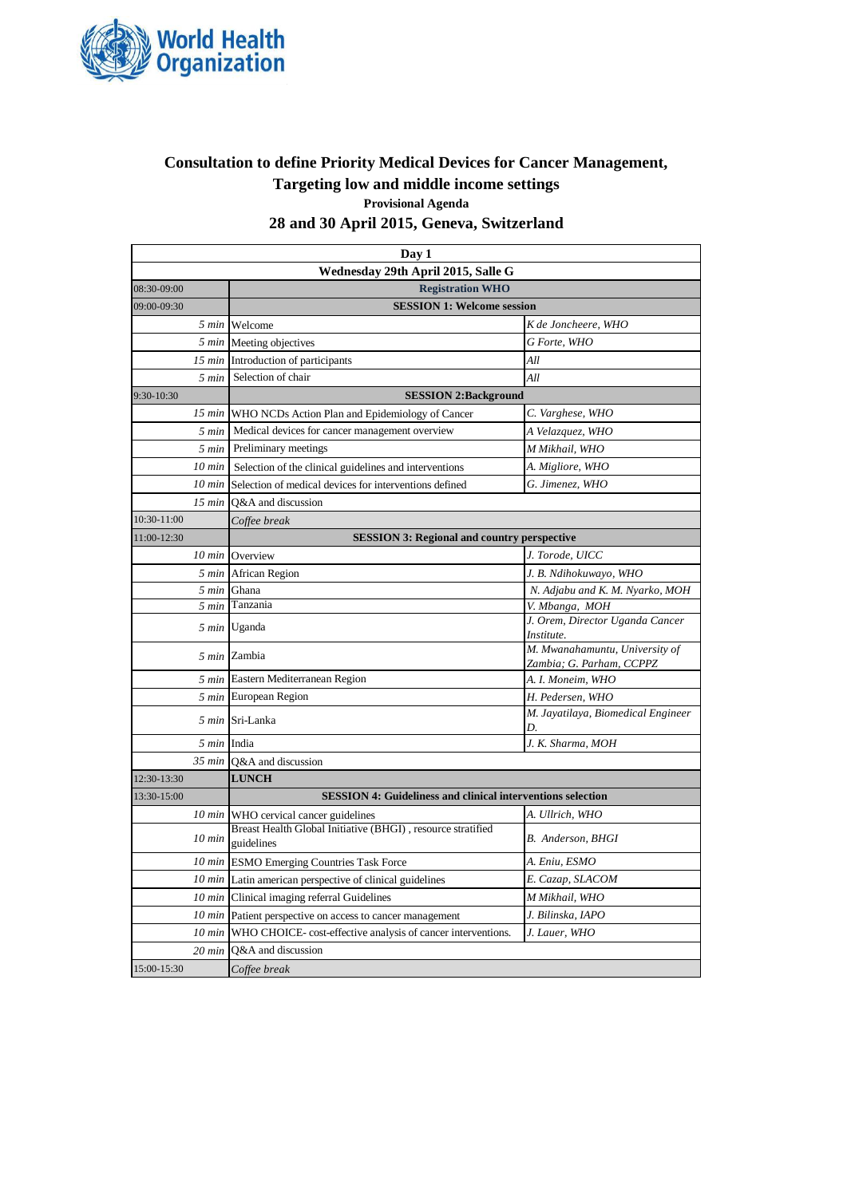# Consultation to define Priority Medical Devices for Cancer Management, Targeting low and middle income settings

**Provisional Agenda**

## 28 and 30 April 2015, Geneva, Switzerland

| Day 1 | | |
|---|---|---|
| **Wednesday 29th April 2015, Salle G** | | |
| 08:30-09:00 | **Registration WHO** | |
| 09:00-09:30 | **SESSION 1: Welcome session** | |
| *5 min* | Welcome | *K de Joncheere, WHO* |
| *5 min* | Meeting objectives | *G Forte, WHO* |
| *15 min* | Introduction of participants | *All* |
| *5 min* | Selection of chair | *All* |
| 9:30-10:30 | **SESSION 2:Background** | |
| *15 min* | WHO NCDs Action Plan and Epidemiology of Cancer | *C. Varghese, WHO* |
| *5 min* | Medical devices for cancer management overview | *A Velazquez, WHO* |
| *5 min* | Preliminary meetings | *M Mikhail, WHO* |
| *10 min* | Selection of the clinical guidelines and interventions | *A. Migliore, WHO* |
| *10 min* | Selection of medical devices for interventions defined | *G. Jimenez, WHO* |
| *15 min* | Q&A and discussion | |
| 10:30-11:00 | *Coffee break* | |
| 11:00-12:30 | **SESSION 3: Regional and country perspective** | |
| *10 min* | Overview | *J. Torode, UICC* |
| *5 min* | African Region | *J. B. Ndihokuwayo, WHO* |
| *5 min* | Ghana | *N. Adjabu and K. M. Nyarko, MOH* |
| *5 min* | Tanzania | *V. Mbanga, MOH* |
| *5 min* | Uganda | *J. Orem, Director Uganda Cancer Institute.* |
| *5 min* | Zambia | *M. Mwanahamuntu, University of Zambia; G. Parham, CCPPZ* |
| *5 min* | Eastern Mediterranean Region | *A. I. Moneim, WHO* |
| *5 min* | European Region | *H. Pedersen, WHO* |
| *5 min* | Sri-Lanka | *M. Jayatilaya, Biomedical Engineer D.* |
| *5 min* | India | *J. K. Sharma, MOH* |
| *35 min* | Q&A and discussion | |
| 12:30-13:30 | **LUNCH** | |
| 13:30-15:00 | **SESSION 4: Guideliness and clinical interventions selection** | |
| *10 min* | WHO cervical cancer guidelines | *A. Ullrich, WHO* |
| *10 min* | Breast Health Global Initiative (BHGI) , resource stratified guidelines | *B. Anderson, BHGI* |
| *10 min* | ESMO Emerging Countries Task Force | *A. Eniu, ESMO* |
| *10 min* | Latin american perspective of clinical guidelines | *E. Cazap, SLACOM* |
| *10 min* | Clinical imaging referral Guidelines | *M Mikhail, WHO* |
| *10 min* | Patient perspective on access to cancer management | *J. Bilinska, IAPO* |
| *10 min* | WHO CHOICE- cost-effective analysis of cancer interventions. | *J. Lauer, WHO* |
| *20 min* | Q&A and discussion | |
| 15:00-15:30 | *Coffee break* | |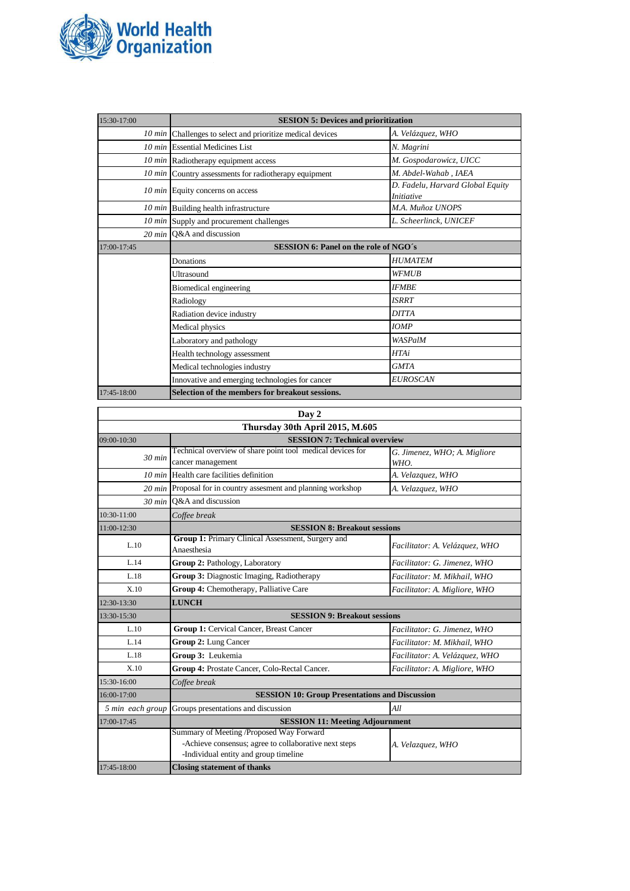| 15:30-17:00 | **SESION 5: Devices and prioritization** | |
|---|---|---|
| *10 min* | Challenges to select and prioritize medical devices | *A. Velázquez, WHO* |
| *10 min* | Essential Medicines List | *N. Magrini* |
| *10 min* | Radiotherapy equipment access | *M. Gospodarowicz, UICC* |
| *10 min* | Country assessments for radiotherapy equipment | *M. Abdel-Wahab , IAEA* |
| *10 min* | Equity concerns on access | *D. Fadelu, Harvard Global Equity Initiative* |
| *10 min* | Building health infrastructure | *M.A. Muñoz UNOPS* |
| *10 min* | Supply and procurement challenges | *L. Scheerlinck, UNICEF* |
| *20 min* | Q&A and discussion | |
| 17:00-17:45 | **SESSION 6: Panel on the role of NGO´s** | |
| | Donations | *HUMATEM* |
| | Ultrasound | *WFMUB* |
| | Biomedical engineering | *IFMBE* |
| | Radiology | *ISRRT* |
| | Radiation device industry | *DITTA* |
| | Medical physics | *IOMP* |
| | Laboratory and pathology | *WASPalM* |
| | Health technology assessment | *HTAi* |
| | Medical technologies industry | *GMTA* |
| | Innovative and emerging technologies for cancer | *EUROSCAN* |
| 17:45-18:00 | **Selection of the members for breakout sessions.** | |

| **Day 2** | | |
|---|---|---|
| **Thursday 30th April 2015, M.605** | | |
| 09:00-10:30 | **SESSION 7: Technical overview** | |
| *30 min* | Technical overview of share point tool medical devices for cancer management | *G. Jimenez, WHO; A. Migliore WHO.* |
| *10 min* | Health care facilities definition | *A. Velazquez, WHO* |
| *20 min* | Proposal for in country assesment and planning workshop | *A. Velazquez, WHO* |
| *30 min* | Q&A and discussion | |
| 10:30-11:00 | *Coffee break* | |
| 11:00-12:30 | **SESSION 8: Breakout sessions** | |
| L.10 | **Group 1:** Primary Clinical Assessment, Surgery and Anaesthesia | *Facilitator: A. Velázquez, WHO* |
| L.14 | **Group 2:** Pathology, Laboratory | *Facilitator: G. Jimenez, WHO* |
| L.18 | **Group 3:** Diagnostic Imaging, Radiotherapy | *Facilitator: M. Mikhail, WHO* |
| X.10 | **Group 4:** Chemotherapy, Palliative Care | *Facilitator: A. Migliore, WHO* |
| 12:30-13:30 | **LUNCH** | |
| 13:30-15:30 | **SESSION 9: Breakout sessions** | |
| L.10 | **Group 1:** Cervical Cancer, Breast Cancer | *Facilitator: G. Jimenez, WHO* |
| L.14 | **Group 2:** Lung Cancer | *Facilitator: M. Mikhail, WHO* |
| L.18 | **Group 3:** Leukemia | *Facilitator: A. Velázquez, WHO* |
| X.10 | **Group 4:** Prostate Cancer, Colo-Rectal Cancer. | *Facilitator: A. Migliore, WHO* |
| 15:30-16:00 | *Coffee break* | |
| 16:00-17:00 | **SESSION 10: Group Presentations and Discussion** | |
| *5 min each group* | Groups presentations and discussion | *All* |
| 17:00-17:45 | **SESSION 11: Meeting Adjournment** | |
| | Summary of Meeting /Proposed Way Forward<br>-Achieve consensus; agree to collaborative next steps<br>-Individual entity and group timeline | *A. Velazquez, WHO* |
| 17:45-18:00 | **Closing statement of thanks** | |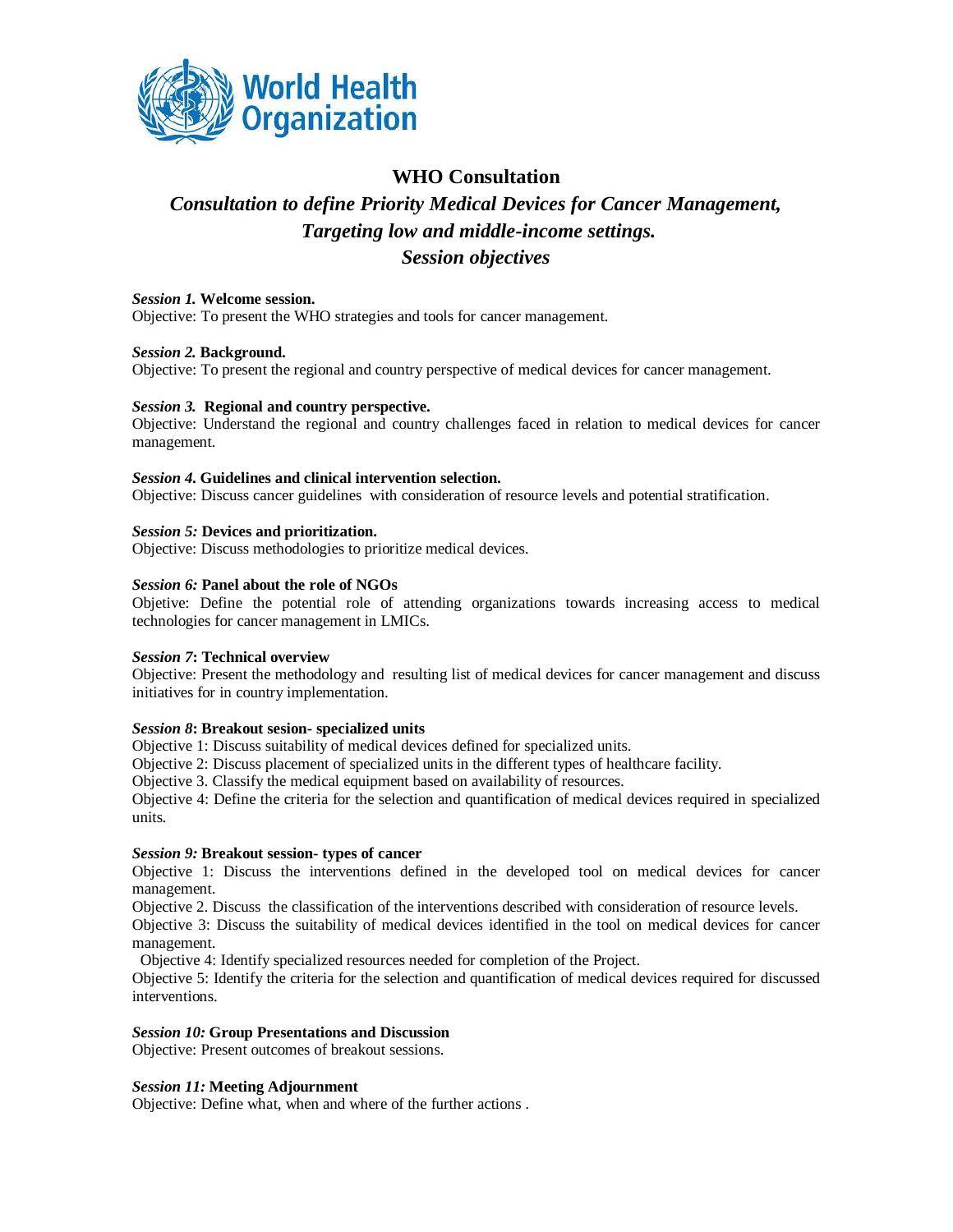# WHO Consultation

## *Consultation to define Priority Medical Devices for Cancer Management, Targeting low and middle-income settings.*

## *Session objectives*

***Session 1.* Welcome session.**
Objective: To present the WHO strategies and tools for cancer management.

***Session 2.* Background.**
Objective: To present the regional and country perspective of medical devices for cancer management.

***Session 3.* Regional and country perspective.**
Objective: Understand the regional and country challenges faced in relation to medical devices for cancer management.

***Session 4.* Guidelines and clinical intervention selection.**
Objective: Discuss cancer guidelines with consideration of resource levels and potential stratification.

***Session 5:* Devices and prioritization.**
Objective: Discuss methodologies to prioritize medical devices.

***Session 6:* Panel about the role of NGOs**
Objetive: Define the potential role of attending organizations towards increasing access to medical technologies for cancer management in LMICs.

***Session 7*: Technical overview**
Objective: Present the methodology and resulting list of medical devices for cancer management and discuss initiatives for in country implementation.

***Session 8*: Breakout sesion- specialized units**
Objective 1: Discuss suitability of medical devices defined for specialized units.
Objective 2: Discuss placement of specialized units in the different types of healthcare facility.
Objective 3. Classify the medical equipment based on availability of resources.
Objective 4: Define the criteria for the selection and quantification of medical devices required in specialized units.

***Session 9:* Breakout session- types of cancer**
Objective 1: Discuss the interventions defined in the developed tool on medical devices for cancer management.
Objective 2. Discuss the classification of the interventions described with consideration of resource levels.
Objective 3: Discuss the suitability of medical devices identified in the tool on medical devices for cancer management.
Objective 4: Identify specialized resources needed for completion of the Project.
Objective 5: Identify the criteria for the selection and quantification of medical devices required for discussed interventions.

***Session 10:* Group Presentations and Discussion**
Objective: Present outcomes of breakout sessions.

***Session 11:* Meeting Adjournment**
Objective: Define what, when and where of the further actions .